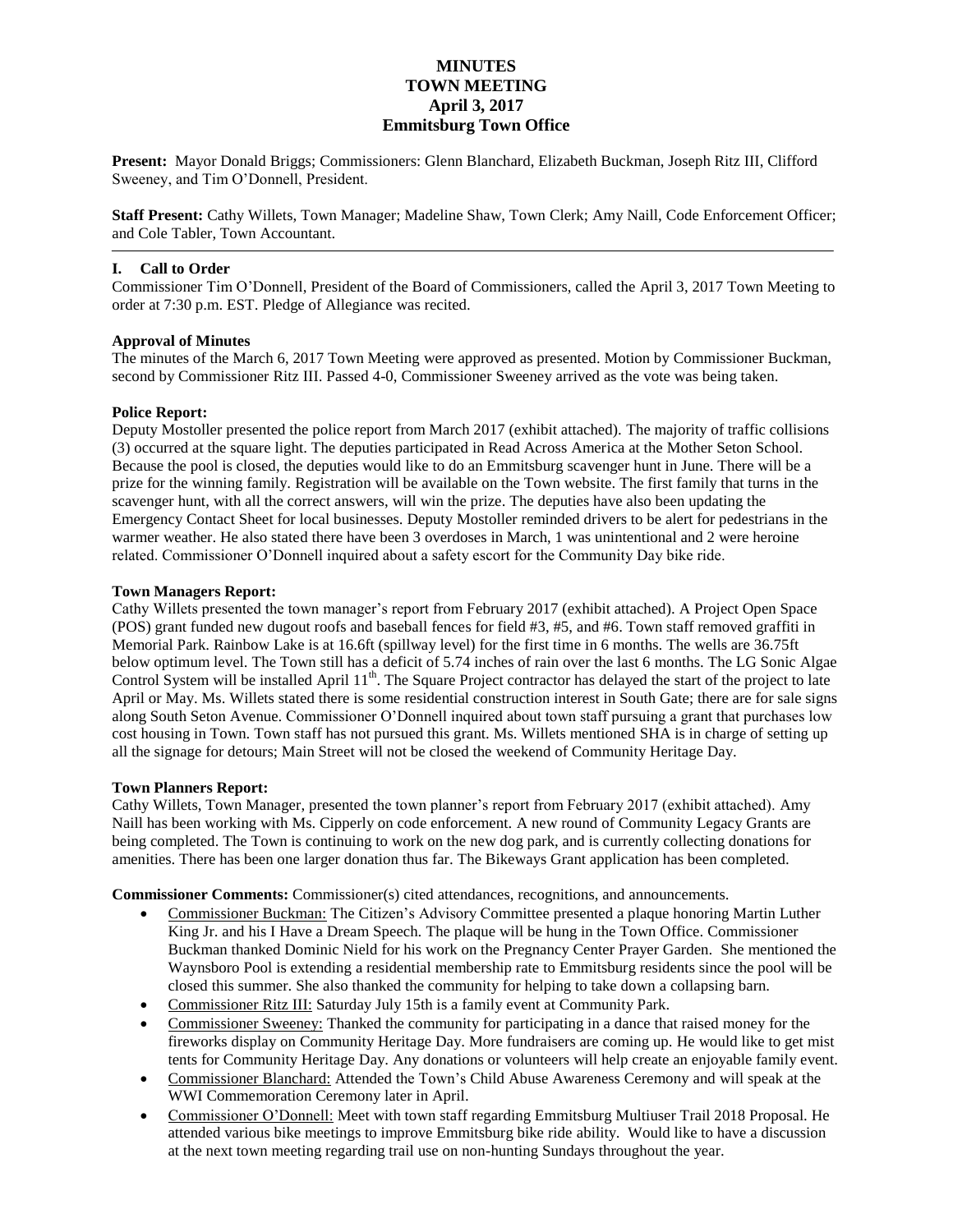# MINUTES
# TOWN MEETING
# April 3, 2017
# Emmitsburg Town Office

**Present:** Mayor Donald Briggs; Commissioners: Glenn Blanchard, Elizabeth Buckman, Joseph Ritz III, Clifford Sweeney, and Tim O'Donnell, President.

**Staff Present:** Cathy Willets, Town Manager; Madeline Shaw, Town Clerk; Amy Naill, Code Enforcement Officer; and Cole Tabler, Town Accountant.

---

## I. Call to Order

Commissioner Tim O'Donnell, President of the Board of Commissioners, called the April 3, 2017 Town Meeting to order at 7:30 p.m. EST. Pledge of Allegiance was recited.

**Approval of Minutes**

The minutes of the March 6, 2017 Town Meeting were approved as presented. Motion by Commissioner Buckman, second by Commissioner Ritz III. Passed 4-0, Commissioner Sweeney arrived as the vote was being taken.

**Police Report:**

Deputy Mostoller presented the police report from March 2017 (exhibit attached). The majority of traffic collisions (3) occurred at the square light. The deputies participated in Read Across America at the Mother Seton School. Because the pool is closed, the deputies would like to do an Emmitsburg scavenger hunt in June. There will be a prize for the winning family. Registration will be available on the Town website. The first family that turns in the scavenger hunt, with all the correct answers, will win the prize. The deputies have also been updating the Emergency Contact Sheet for local businesses. Deputy Mostoller reminded drivers to be alert for pedestrians in the warmer weather. He also stated there have been 3 overdoses in March, 1 was unintentional and 2 were heroine related. Commissioner O'Donnell inquired about a safety escort for the Community Day bike ride.

**Town Managers Report:**

Cathy Willets presented the town manager's report from February 2017 (exhibit attached). A Project Open Space (POS) grant funded new dugout roofs and baseball fences for field #3, #5, and #6. Town staff removed graffiti in Memorial Park. Rainbow Lake is at 16.6ft (spillway level) for the first time in 6 months. The wells are 36.75ft below optimum level. The Town still has a deficit of 5.74 inches of rain over the last 6 months. The LG Sonic Algae Control System will be installed April 11th. The Square Project contractor has delayed the start of the project to late April or May. Ms. Willets stated there is some residential construction interest in South Gate; there are for sale signs along South Seton Avenue. Commissioner O'Donnell inquired about town staff pursuing a grant that purchases low cost housing in Town. Town staff has not pursued this grant. Ms. Willets mentioned SHA is in charge of setting up all the signage for detours; Main Street will not be closed the weekend of Community Heritage Day.

**Town Planners Report:**

Cathy Willets, Town Manager, presented the town planner's report from February 2017 (exhibit attached). Amy Naill has been working with Ms. Cipperly on code enforcement. A new round of Community Legacy Grants are being completed. The Town is continuing to work on the new dog park, and is currently collecting donations for amenities. There has been one larger donation thus far. The Bikeways Grant application has been completed.

**Commissioner Comments:** Commissioner(s) cited attendances, recognitions, and announcements.

- Commissioner Buckman: The Citizen's Advisory Committee presented a plaque honoring Martin Luther King Jr. and his I Have a Dream Speech. The plaque will be hung in the Town Office. Commissioner Buckman thanked Dominic Nield for his work on the Pregnancy Center Prayer Garden. She mentioned the Waynsboro Pool is extending a residential membership rate to Emmitsburg residents since the pool will be closed this summer. She also thanked the community for helping to take down a collapsing barn.
- Commissioner Ritz III: Saturday July 15th is a family event at Community Park.
- Commissioner Sweeney: Thanked the community for participating in a dance that raised money for the fireworks display on Community Heritage Day. More fundraisers are coming up. He would like to get mist tents for Community Heritage Day. Any donations or volunteers will help create an enjoyable family event.
- Commissioner Blanchard: Attended the Town's Child Abuse Awareness Ceremony and will speak at the WWI Commemoration Ceremony later in April.
- Commissioner O'Donnell: Meet with town staff regarding Emmitsburg Multiuser Trail 2018 Proposal. He attended various bike meetings to improve Emmitsburg bike ride ability. Would like to have a discussion at the next town meeting regarding trail use on non-hunting Sundays throughout the year.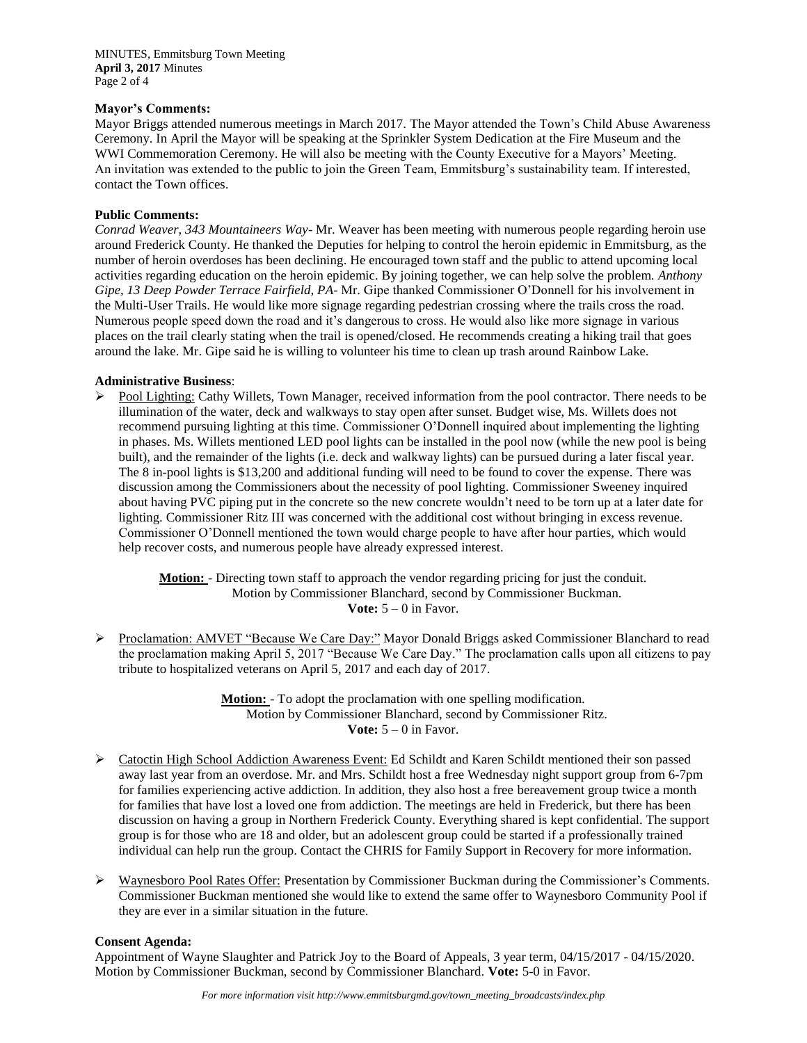**Mayor's Comments:**

Mayor Briggs attended numerous meetings in March 2017. The Mayor attended the Town's Child Abuse Awareness Ceremony. In April the Mayor will be speaking at the Sprinkler System Dedication at the Fire Museum and the WWI Commemoration Ceremony. He will also be meeting with the County Executive for a Mayors' Meeting. An invitation was extended to the public to join the Green Team, Emmitsburg's sustainability team. If interested, contact the Town offices.

**Public Comments:**

*Conrad Weaver, 343 Mountaineers Way-* Mr. Weaver has been meeting with numerous people regarding heroin use around Frederick County. He thanked the Deputies for helping to control the heroin epidemic in Emmitsburg, as the number of heroin overdoses has been declining. He encouraged town staff and the public to attend upcoming local activities regarding education on the heroin epidemic. By joining together, we can help solve the problem. *Anthony Gipe, 13 Deep Powder Terrace Fairfield, PA-* Mr. Gipe thanked Commissioner O'Donnell for his involvement in the Multi-User Trails. He would like more signage regarding pedestrian crossing where the trails cross the road. Numerous people speed down the road and it's dangerous to cross. He would also like more signage in various places on the trail clearly stating when the trail is opened/closed. He recommends creating a hiking trail that goes around the lake. Mr. Gipe said he is willing to volunteer his time to clean up trash around Rainbow Lake.

**Administrative Business**:

- Pool Lighting: Cathy Willets, Town Manager, received information from the pool contractor. There needs to be illumination of the water, deck and walkways to stay open after sunset. Budget wise, Ms. Willets does not recommend pursuing lighting at this time. Commissioner O'Donnell inquired about implementing the lighting in phases. Ms. Willets mentioned LED pool lights can be installed in the pool now (while the new pool is being built), and the remainder of the lights (i.e. deck and walkway lights) can be pursued during a later fiscal year. The 8 in-pool lights is $13,200 and additional funding will need to be found to cover the expense. There was discussion among the Commissioners about the necessity of pool lighting. Commissioner Sweeney inquired about having PVC piping put in the concrete so the new concrete wouldn't need to be torn up at a later date for lighting. Commissioner Ritz III was concerned with the additional cost without bringing in excess revenue. Commissioner O'Donnell mentioned the town would charge people to have after hour parties, which would help recover costs, and numerous people have already expressed interest.

  **Motion:** - Directing town staff to approach the vendor regarding pricing for just the conduit.
  Motion by Commissioner Blanchard, second by Commissioner Buckman.
  **Vote:** 5 – 0 in Favor.

- Proclamation: AMVET "Because We Care Day:" Mayor Donald Briggs asked Commissioner Blanchard to read the proclamation making April 5, 2017 "Because We Care Day." The proclamation calls upon all citizens to pay tribute to hospitalized veterans on April 5, 2017 and each day of 2017.

  **Motion:** - To adopt the proclamation with one spelling modification.
  Motion by Commissioner Blanchard, second by Commissioner Ritz.
  **Vote:** 5 – 0 in Favor.

- Catoctin High School Addiction Awareness Event: Ed Schildt and Karen Schildt mentioned their son passed away last year from an overdose. Mr. and Mrs. Schildt host a free Wednesday night support group from 6-7pm for families experiencing active addiction. In addition, they also host a free bereavement group twice a month for families that have lost a loved one from addiction. The meetings are held in Frederick, but there has been discussion on having a group in Northern Frederick County. Everything shared is kept confidential. The support group is for those who are 18 and older, but an adolescent group could be started if a professionally trained individual can help run the group. Contact the CHRIS for Family Support in Recovery for more information.

- Waynesboro Pool Rates Offer: Presentation by Commissioner Buckman during the Commissioner's Comments. Commissioner Buckman mentioned she would like to extend the same offer to Waynesboro Community Pool if they are ever in a similar situation in the future.

**Consent Agenda:**

Appointment of Wayne Slaughter and Patrick Joy to the Board of Appeals, 3 year term, 04/15/2017 - 04/15/2020. Motion by Commissioner Buckman, second by Commissioner Blanchard. **Vote:** 5-0 in Favor.

*For more information visit http://www.emmitsburgmd.gov/town_meeting_broadcasts/index.php*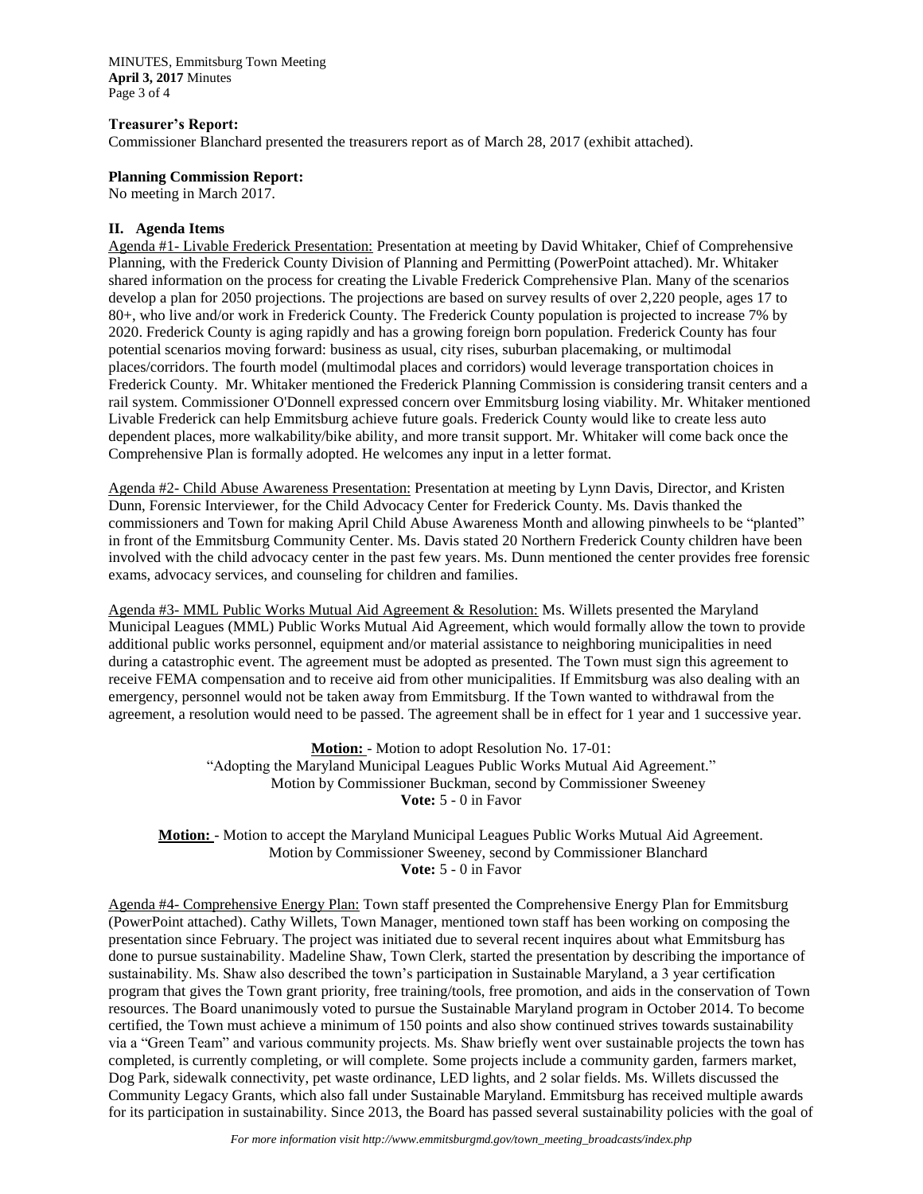**Treasurer's Report:**

Commissioner Blanchard presented the treasurers report as of March 28, 2017 (exhibit attached).

**Planning Commission Report:**

No meeting in March 2017.

## II. Agenda Items

Agenda #1- Livable Frederick Presentation: Presentation at meeting by David Whitaker, Chief of Comprehensive Planning, with the Frederick County Division of Planning and Permitting (PowerPoint attached). Mr. Whitaker shared information on the process for creating the Livable Frederick Comprehensive Plan. Many of the scenarios develop a plan for 2050 projections. The projections are based on survey results of over 2,220 people, ages 17 to 80+, who live and/or work in Frederick County. The Frederick County population is projected to increase 7% by 2020. Frederick County is aging rapidly and has a growing foreign born population. Frederick County has four potential scenarios moving forward: business as usual, city rises, suburban placemaking, or multimodal places/corridors. The fourth model (multimodal places and corridors) would leverage transportation choices in Frederick County. Mr. Whitaker mentioned the Frederick Planning Commission is considering transit centers and a rail system. Commissioner O'Donnell expressed concern over Emmitsburg losing viability. Mr. Whitaker mentioned Livable Frederick can help Emmitsburg achieve future goals. Frederick County would like to create less auto dependent places, more walkability/bike ability, and more transit support. Mr. Whitaker will come back once the Comprehensive Plan is formally adopted. He welcomes any input in a letter format.

Agenda #2- Child Abuse Awareness Presentation: Presentation at meeting by Lynn Davis, Director, and Kristen Dunn, Forensic Interviewer, for the Child Advocacy Center for Frederick County. Ms. Davis thanked the commissioners and Town for making April Child Abuse Awareness Month and allowing pinwheels to be "planted" in front of the Emmitsburg Community Center. Ms. Davis stated 20 Northern Frederick County children have been involved with the child advocacy center in the past few years. Ms. Dunn mentioned the center provides free forensic exams, advocacy services, and counseling for children and families.

Agenda #3- MML Public Works Mutual Aid Agreement & Resolution: Ms. Willets presented the Maryland Municipal Leagues (MML) Public Works Mutual Aid Agreement, which would formally allow the town to provide additional public works personnel, equipment and/or material assistance to neighboring municipalities in need during a catastrophic event. The agreement must be adopted as presented. The Town must sign this agreement to receive FEMA compensation and to receive aid from other municipalities. If Emmitsburg was also dealing with an emergency, personnel would not be taken away from Emmitsburg. If the Town wanted to withdrawal from the agreement, a resolution would need to be passed. The agreement shall be in effect for 1 year and 1 successive year.

**Motion:** - Motion to adopt Resolution No. 17-01:
"Adopting the Maryland Municipal Leagues Public Works Mutual Aid Agreement."
Motion by Commissioner Buckman, second by Commissioner Sweeney
**Vote:** 5 - 0 in Favor

**Motion:** - Motion to accept the Maryland Municipal Leagues Public Works Mutual Aid Agreement.
Motion by Commissioner Sweeney, second by Commissioner Blanchard
**Vote:** 5 - 0 in Favor

Agenda #4- Comprehensive Energy Plan: Town staff presented the Comprehensive Energy Plan for Emmitsburg (PowerPoint attached). Cathy Willets, Town Manager, mentioned town staff has been working on composing the presentation since February. The project was initiated due to several recent inquires about what Emmitsburg has done to pursue sustainability. Madeline Shaw, Town Clerk, started the presentation by describing the importance of sustainability. Ms. Shaw also described the town's participation in Sustainable Maryland, a 3 year certification program that gives the Town grant priority, free training/tools, free promotion, and aids in the conservation of Town resources. The Board unanimously voted to pursue the Sustainable Maryland program in October 2014. To become certified, the Town must achieve a minimum of 150 points and also show continued strives towards sustainability via a "Green Team" and various community projects. Ms. Shaw briefly went over sustainable projects the town has completed, is currently completing, or will complete. Some projects include a community garden, farmers market, Dog Park, sidewalk connectivity, pet waste ordinance, LED lights, and 2 solar fields. Ms. Willets discussed the Community Legacy Grants, which also fall under Sustainable Maryland. Emmitsburg has received multiple awards for its participation in sustainability. Since 2013, the Board has passed several sustainability policies with the goal of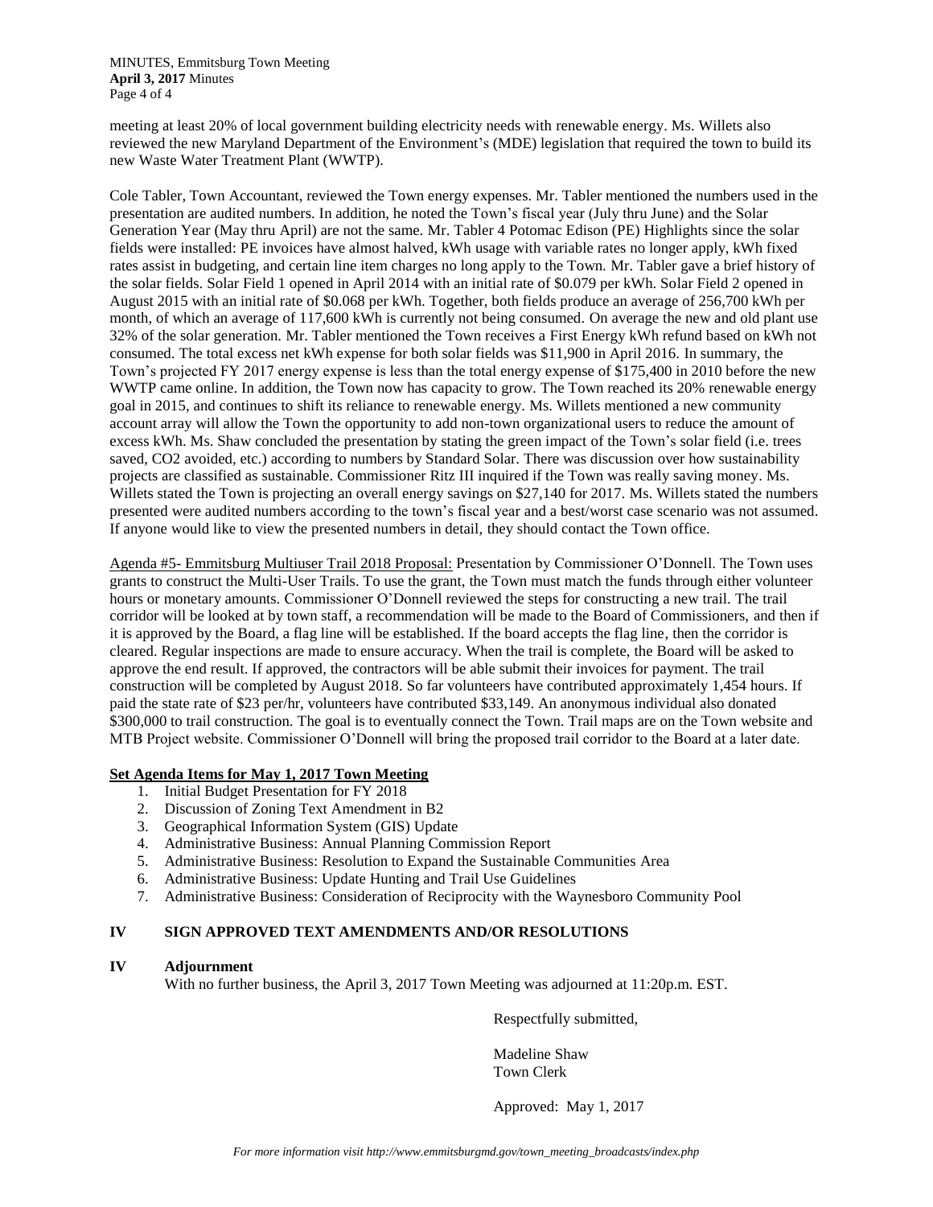meeting at least 20% of local government building electricity needs with renewable energy. Ms. Willets also reviewed the new Maryland Department of the Environment's (MDE) legislation that required the town to build its new Waste Water Treatment Plant (WWTP).

Cole Tabler, Town Accountant, reviewed the Town energy expenses. Mr. Tabler mentioned the numbers used in the presentation are audited numbers. In addition, he noted the Town's fiscal year (July thru June) and the Solar Generation Year (May thru April) are not the same. Mr. Tabler 4 Potomac Edison (PE) Highlights since the solar fields were installed: PE invoices have almost halved, kWh usage with variable rates no longer apply, kWh fixed rates assist in budgeting, and certain line item charges no long apply to the Town. Mr. Tabler gave a brief history of the solar fields. Solar Field 1 opened in April 2014 with an initial rate of $0.079 per kWh. Solar Field 2 opened in August 2015 with an initial rate of $0.068 per kWh. Together, both fields produce an average of 256,700 kWh per month, of which an average of 117,600 kWh is currently not being consumed. On average the new and old plant use 32% of the solar generation. Mr. Tabler mentioned the Town receives a First Energy kWh refund based on kWh not consumed. The total excess net kWh expense for both solar fields was $11,900 in April 2016. In summary, the Town's projected FY 2017 energy expense is less than the total energy expense of $175,400 in 2010 before the new WWTP came online. In addition, the Town now has capacity to grow. The Town reached its 20% renewable energy goal in 2015, and continues to shift its reliance to renewable energy. Ms. Willets mentioned a new community account array will allow the Town the opportunity to add non-town organizational users to reduce the amount of excess kWh. Ms. Shaw concluded the presentation by stating the green impact of the Town's solar field (i.e. trees saved, CO2 avoided, etc.) according to numbers by Standard Solar. There was discussion over how sustainability projects are classified as sustainable. Commissioner Ritz III inquired if the Town was really saving money. Ms. Willets stated the Town is projecting an overall energy savings on $27,140 for 2017. Ms. Willets stated the numbers presented were audited numbers according to the town's fiscal year and a best/worst case scenario was not assumed. If anyone would like to view the presented numbers in detail, they should contact the Town office.

Agenda #5- Emmitsburg Multiuser Trail 2018 Proposal: Presentation by Commissioner O'Donnell. The Town uses grants to construct the Multi-User Trails. To use the grant, the Town must match the funds through either volunteer hours or monetary amounts. Commissioner O'Donnell reviewed the steps for constructing a new trail. The trail corridor will be looked at by town staff, a recommendation will be made to the Board of Commissioners, and then if it is approved by the Board, a flag line will be established. If the board accepts the flag line, then the corridor is cleared. Regular inspections are made to ensure accuracy. When the trail is complete, the Board will be asked to approve the end result. If approved, the contractors will be able submit their invoices for payment. The trail construction will be completed by August 2018. So far volunteers have contributed approximately 1,454 hours. If paid the state rate of $23 per/hr, volunteers have contributed $33,149. An anonymous individual also donated $300,000 to trail construction. The goal is to eventually connect the Town. Trail maps are on the Town website and MTB Project website. Commissioner O'Donnell will bring the proposed trail corridor to the Board at a later date.

**Set Agenda Items for May 1, 2017 Town Meeting**

1. Initial Budget Presentation for FY 2018
2. Discussion of Zoning Text Amendment in B2
3. Geographical Information System (GIS) Update
4. Administrative Business: Annual Planning Commission Report
5. Administrative Business: Resolution to Expand the Sustainable Communities Area
6. Administrative Business: Update Hunting and Trail Use Guidelines
7. Administrative Business: Consideration of Reciprocity with the Waynesboro Community Pool

## IV SIGN APPROVED TEXT AMENDMENTS AND/OR RESOLUTIONS

## IV Adjournment

With no further business, the April 3, 2017 Town Meeting was adjourned at 11:20p.m. EST.

Respectfully submitted,

Madeline Shaw
Town Clerk

Approved: May 1, 2017

*For more information visit http://www.emmitsburgmd.gov/town_meeting_broadcasts/index.php*